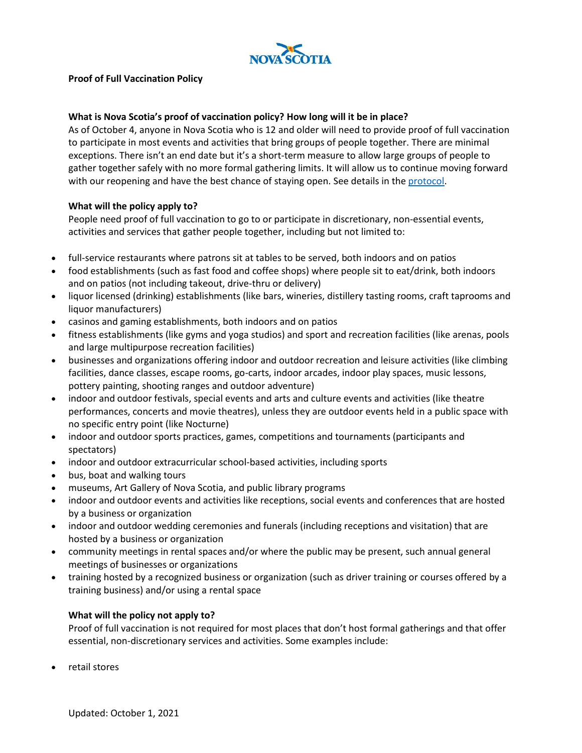# Proof of Full Vaccination Policy

### What is Nova Scotia's proof of vaccination policy? How long will it be in place?

As of October 4, anyone in Nova Scotia who is 12 and older will need to provide proof of full vaccination to participate in most events and activities that bring groups of people together. There are minimal exceptions. There isn't an end date but it's a short-term measure to allow large groups of people to gather together safely with no more formal gathering limits. It will allow us to continue moving forward with our reopening and have the best chance of staying open. See details in the protocol.

### What will the policy apply to?

People need proof of full vaccination to go to or participate in discretionary, non-essential events, activities and services that gather people together, including but not limited to:

- full-service restaurants where patrons sit at tables to be served, both indoors and on patios
- food establishments (such as fast food and coffee shops) where people sit to eat/drink, both indoors and on patios (not including takeout, drive-thru or delivery)
- liquor licensed (drinking) establishments (like bars, wineries, distillery tasting rooms, craft taprooms and liquor manufacturers)
- casinos and gaming establishments, both indoors and on patios
- fitness establishments (like gyms and yoga studios) and sport and recreation facilities (like arenas, pools and large multipurpose recreation facilities)
- businesses and organizations offering indoor and outdoor recreation and leisure activities (like climbing facilities, dance classes, escape rooms, go-carts, indoor arcades, indoor play spaces, music lessons, pottery painting, shooting ranges and outdoor adventure)
- indoor and outdoor festivals, special events and arts and culture events and activities (like theatre performances, concerts and movie theatres), unless they are outdoor events held in a public space with no specific entry point (like Nocturne)
- indoor and outdoor sports practices, games, competitions and tournaments (participants and spectators)
- indoor and outdoor extracurricular school-based activities, including sports
- bus, boat and walking tours
- museums, Art Gallery of Nova Scotia, and public library programs
- indoor and outdoor events and activities like receptions, social events and conferences that are hosted by a business or organization
- indoor and outdoor wedding ceremonies and funerals (including receptions and visitation) that are hosted by a business or organization
- community meetings in rental spaces and/or where the public may be present, such annual general meetings of businesses or organizations
- training hosted by a recognized business or organization (such as driver training or courses offered by a training business) and/or using a rental space

### What will the policy not apply to?

Proof of full vaccination is not required for most places that don't host formal gatherings and that offer essential, non-discretionary services and activities. Some examples include:

- retail stores

Updated: October 1, 2021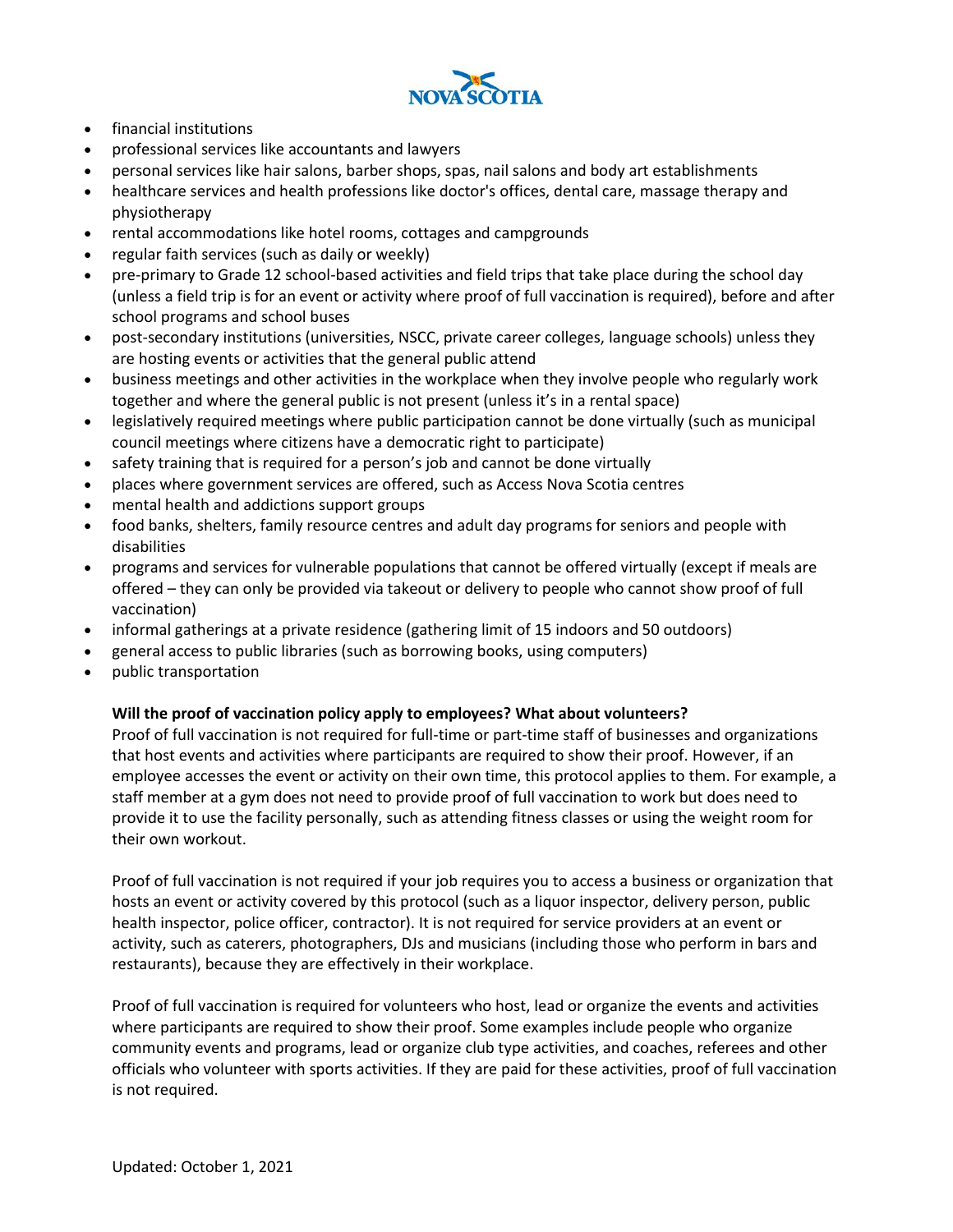- financial institutions
- professional services like accountants and lawyers
- personal services like hair salons, barber shops, spas, nail salons and body art establishments
- healthcare services and health professions like doctor's offices, dental care, massage therapy and physiotherapy
- rental accommodations like hotel rooms, cottages and campgrounds
- regular faith services (such as daily or weekly)
- pre-primary to Grade 12 school-based activities and field trips that take place during the school day (unless a field trip is for an event or activity where proof of full vaccination is required), before and after school programs and school buses
- post-secondary institutions (universities, NSCC, private career colleges, language schools) unless they are hosting events or activities that the general public attend
- business meetings and other activities in the workplace when they involve people who regularly work together and where the general public is not present (unless it's in a rental space)
- legislatively required meetings where public participation cannot be done virtually (such as municipal council meetings where citizens have a democratic right to participate)
- safety training that is required for a person's job and cannot be done virtually
- places where government services are offered, such as Access Nova Scotia centres
- mental health and addictions support groups
- food banks, shelters, family resource centres and adult day programs for seniors and people with disabilities
- programs and services for vulnerable populations that cannot be offered virtually (except if meals are offered – they can only be provided via takeout or delivery to people who cannot show proof of full vaccination)
- informal gatherings at a private residence (gathering limit of 15 indoors and 50 outdoors)
- general access to public libraries (such as borrowing books, using computers)
- public transportation

**Will the proof of vaccination policy apply to employees? What about volunteers?**

Proof of full vaccination is not required for full-time or part-time staff of businesses and organizations that host events and activities where participants are required to show their proof. However, if an employee accesses the event or activity on their own time, this protocol applies to them. For example, a staff member at a gym does not need to provide proof of full vaccination to work but does need to provide it to use the facility personally, such as attending fitness classes or using the weight room for their own workout.

Proof of full vaccination is not required if your job requires you to access a business or organization that hosts an event or activity covered by this protocol (such as a liquor inspector, delivery person, public health inspector, police officer, contractor). It is not required for service providers at an event or activity, such as caterers, photographers, DJs and musicians (including those who perform in bars and restaurants), because they are effectively in their workplace.

Proof of full vaccination is required for volunteers who host, lead or organize the events and activities where participants are required to show their proof. Some examples include people who organize community events and programs, lead or organize club type activities, and coaches, referees and other officials who volunteer with sports activities. If they are paid for these activities, proof of full vaccination is not required.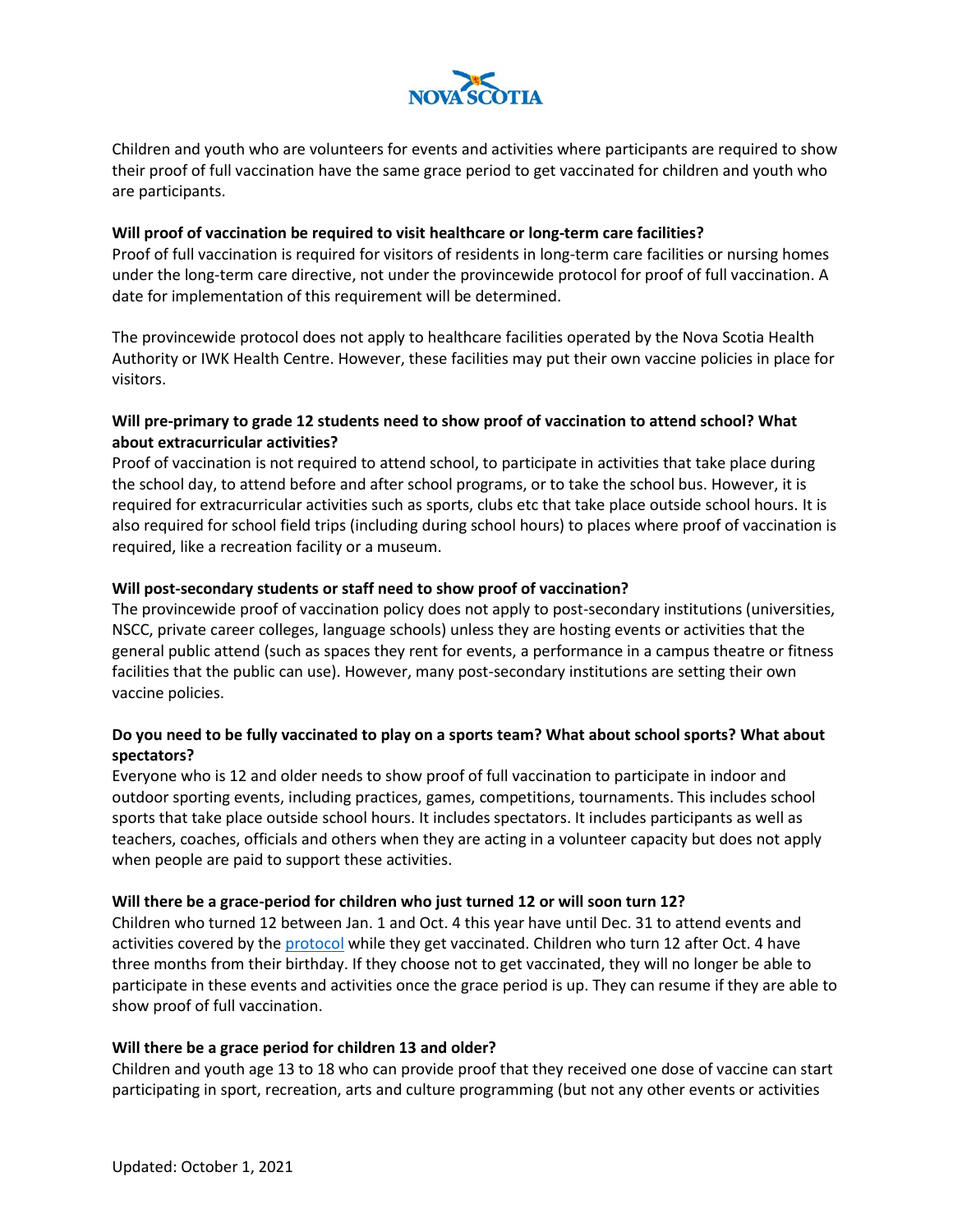Children and youth who are volunteers for events and activities where participants are required to show their proof of full vaccination have the same grace period to get vaccinated for children and youth who are participants.

**Will proof of vaccination be required to visit healthcare or long-term care facilities?**
Proof of full vaccination is required for visitors of residents in long-term care facilities or nursing homes under the long-term care directive, not under the provincewide protocol for proof of full vaccination. A date for implementation of this requirement will be determined.

The provincewide protocol does not apply to healthcare facilities operated by the Nova Scotia Health Authority or IWK Health Centre. However, these facilities may put their own vaccine policies in place for visitors.

**Will pre-primary to grade 12 students need to show proof of vaccination to attend school? What about extracurricular activities?**
Proof of vaccination is not required to attend school, to participate in activities that take place during the school day, to attend before and after school programs, or to take the school bus. However, it is required for extracurricular activities such as sports, clubs etc that take place outside school hours. It is also required for school field trips (including during school hours) to places where proof of vaccination is required, like a recreation facility or a museum.

**Will post-secondary students or staff need to show proof of vaccination?**
The provincewide proof of vaccination policy does not apply to post-secondary institutions (universities, NSCC, private career colleges, language schools) unless they are hosting events or activities that the general public attend (such as spaces they rent for events, a performance in a campus theatre or fitness facilities that the public can use). However, many post-secondary institutions are setting their own vaccine policies.

**Do you need to be fully vaccinated to play on a sports team? What about school sports? What about spectators?**
Everyone who is 12 and older needs to show proof of full vaccination to participate in indoor and outdoor sporting events, including practices, games, competitions, tournaments. This includes school sports that take place outside school hours. It includes spectators. It includes participants as well as teachers, coaches, officials and others when they are acting in a volunteer capacity but does not apply when people are paid to support these activities.

**Will there be a grace-period for children who just turned 12 or will soon turn 12?**
Children who turned 12 between Jan. 1 and Oct. 4 this year have until Dec. 31 to attend events and activities covered by the protocol while they get vaccinated. Children who turn 12 after Oct. 4 have three months from their birthday. If they choose not to get vaccinated, they will no longer be able to participate in these events and activities once the grace period is up. They can resume if they are able to show proof of full vaccination.

**Will there be a grace period for children 13 and older?**
Children and youth age 13 to 18 who can provide proof that they received one dose of vaccine can start participating in sport, recreation, arts and culture programming (but not any other events or activities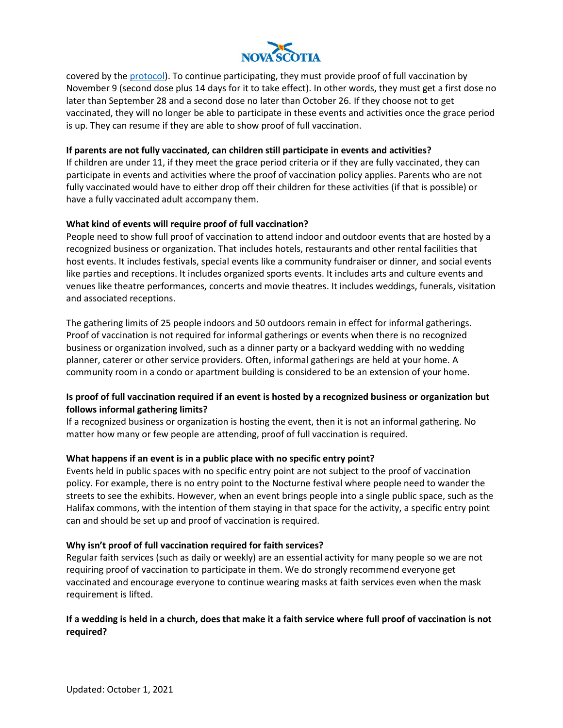covered by the [protocol](). To continue participating, they must provide proof of full vaccination by November 9 (second dose plus 14 days for it to take effect). In other words, they must get a first dose no later than September 28 and a second dose no later than October 26. If they choose not to get vaccinated, they will no longer be able to participate in these events and activities once the grace period is up. They can resume if they are able to show proof of full vaccination.

**If parents are not fully vaccinated, can children still participate in events and activities?**

If children are under 11, if they meet the grace period criteria or if they are fully vaccinated, they can participate in events and activities where the proof of vaccination policy applies. Parents who are not fully vaccinated would have to either drop off their children for these activities (if that is possible) or have a fully vaccinated adult accompany them.

**What kind of events will require proof of full vaccination?**

People need to show full proof of vaccination to attend indoor and outdoor events that are hosted by a recognized business or organization. That includes hotels, restaurants and other rental facilities that host events. It includes festivals, special events like a community fundraiser or dinner, and social events like parties and receptions. It includes organized sports events. It includes arts and culture events and venues like theatre performances, concerts and movie theatres. It includes weddings, funerals, visitation and associated receptions.

The gathering limits of 25 people indoors and 50 outdoors remain in effect for informal gatherings. Proof of vaccination is not required for informal gatherings or events when there is no recognized business or organization involved, such as a dinner party or a backyard wedding with no wedding planner, caterer or other service providers. Often, informal gatherings are held at your home. A community room in a condo or apartment building is considered to be an extension of your home.

**Is proof of full vaccination required if an event is hosted by a recognized business or organization but follows informal gathering limits?**

If a recognized business or organization is hosting the event, then it is not an informal gathering. No matter how many or few people are attending, proof of full vaccination is required.

**What happens if an event is in a public place with no specific entry point?**

Events held in public spaces with no specific entry point are not subject to the proof of vaccination policy. For example, there is no entry point to the Nocturne festival where people need to wander the streets to see the exhibits. However, when an event brings people into a single public space, such as the Halifax commons, with the intention of them staying in that space for the activity, a specific entry point can and should be set up and proof of vaccination is required.

**Why isn't proof of full vaccination required for faith services?**

Regular faith services (such as daily or weekly) are an essential activity for many people so we are not requiring proof of vaccination to participate in them. We do strongly recommend everyone get vaccinated and encourage everyone to continue wearing masks at faith services even when the mask requirement is lifted.

**If a wedding is held in a church, does that make it a faith service where full proof of vaccination is not required?**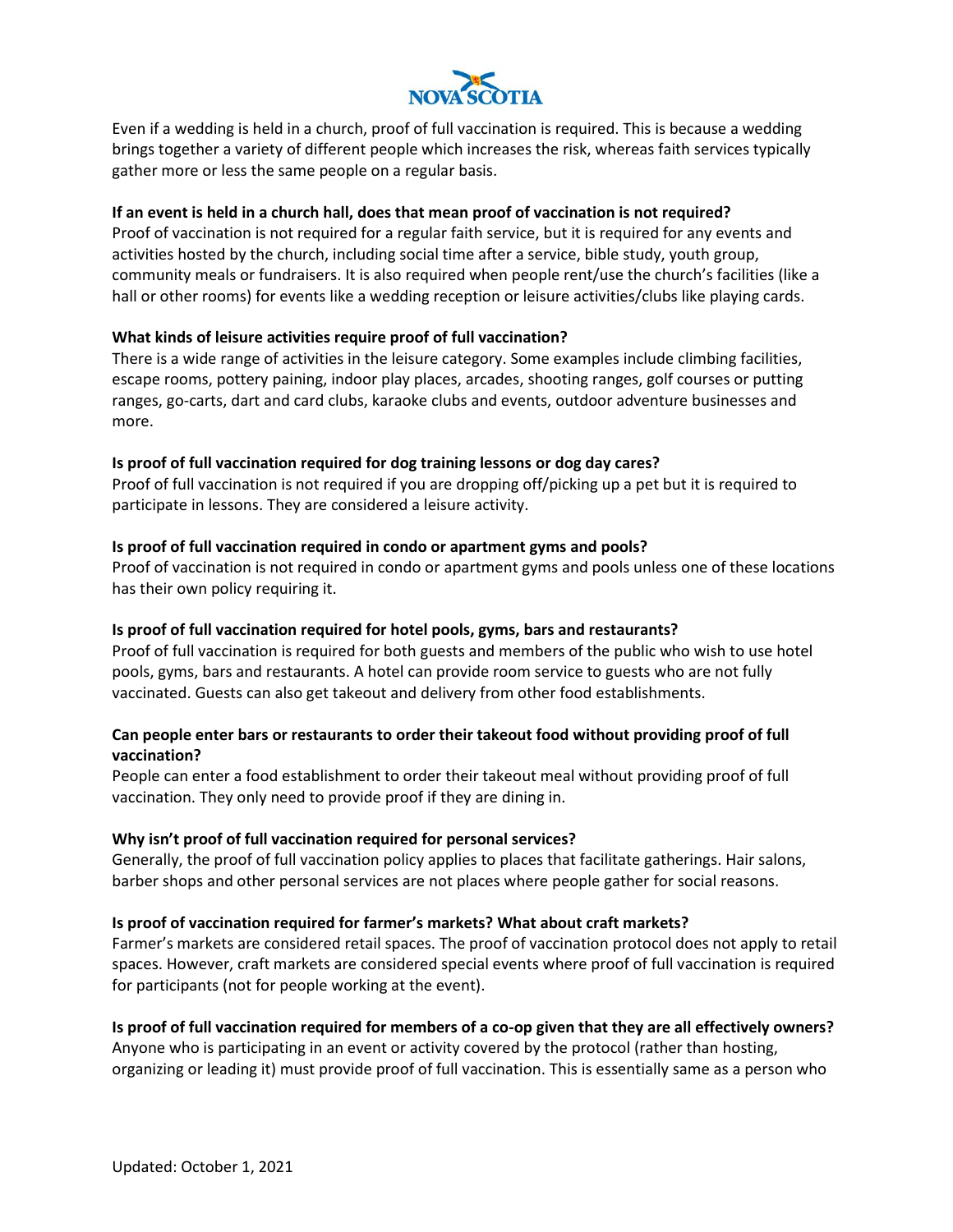Even if a wedding is held in a church, proof of full vaccination is required. This is because a wedding brings together a variety of different people which increases the risk, whereas faith services typically gather more or less the same people on a regular basis.

**If an event is held in a church hall, does that mean proof of vaccination is not required?**

Proof of vaccination is not required for a regular faith service, but it is required for any events and activities hosted by the church, including social time after a service, bible study, youth group, community meals or fundraisers. It is also required when people rent/use the church's facilities (like a hall or other rooms) for events like a wedding reception or leisure activities/clubs like playing cards.

**What kinds of leisure activities require proof of full vaccination?**

There is a wide range of activities in the leisure category. Some examples include climbing facilities, escape rooms, pottery paining, indoor play places, arcades, shooting ranges, golf courses or putting ranges, go-carts, dart and card clubs, karaoke clubs and events, outdoor adventure businesses and more.

**Is proof of full vaccination required for dog training lessons or dog day cares?**

Proof of full vaccination is not required if you are dropping off/picking up a pet but it is required to participate in lessons. They are considered a leisure activity.

**Is proof of full vaccination required in condo or apartment gyms and pools?**

Proof of vaccination is not required in condo or apartment gyms and pools unless one of these locations has their own policy requiring it.

**Is proof of full vaccination required for hotel pools, gyms, bars and restaurants?**

Proof of full vaccination is required for both guests and members of the public who wish to use hotel pools, gyms, bars and restaurants. A hotel can provide room service to guests who are not fully vaccinated. Guests can also get takeout and delivery from other food establishments.

**Can people enter bars or restaurants to order their takeout food without providing proof of full vaccination?**

People can enter a food establishment to order their takeout meal without providing proof of full vaccination. They only need to provide proof if they are dining in.

**Why isn't proof of full vaccination required for personal services?**

Generally, the proof of full vaccination policy applies to places that facilitate gatherings. Hair salons, barber shops and other personal services are not places where people gather for social reasons.

**Is proof of vaccination required for farmer's markets? What about craft markets?**

Farmer's markets are considered retail spaces. The proof of vaccination protocol does not apply to retail spaces. However, craft markets are considered special events where proof of full vaccination is required for participants (not for people working at the event).

**Is proof of full vaccination required for members of a co-op given that they are all effectively owners?**

Anyone who is participating in an event or activity covered by the protocol (rather than hosting, organizing or leading it) must provide proof of full vaccination. This is essentially same as a person who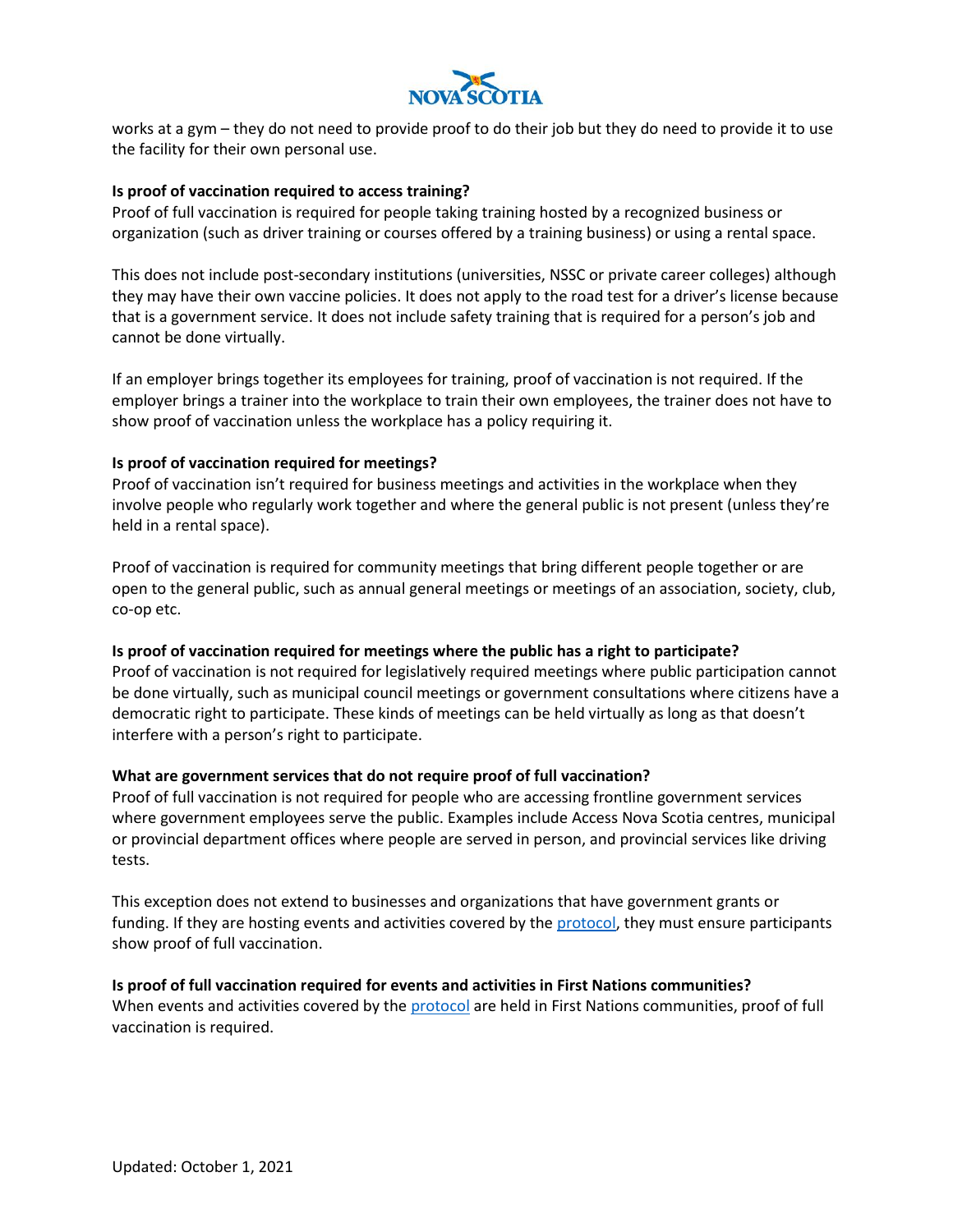works at a gym – they do not need to provide proof to do their job but they do need to provide it to use the facility for their own personal use.

**Is proof of vaccination required to access training?**

Proof of full vaccination is required for people taking training hosted by a recognized business or organization (such as driver training or courses offered by a training business) or using a rental space.

This does not include post-secondary institutions (universities, NSSC or private career colleges) although they may have their own vaccine policies. It does not apply to the road test for a driver's license because that is a government service. It does not include safety training that is required for a person's job and cannot be done virtually.

If an employer brings together its employees for training, proof of vaccination is not required. If the employer brings a trainer into the workplace to train their own employees, the trainer does not have to show proof of vaccination unless the workplace has a policy requiring it.

**Is proof of vaccination required for meetings?**

Proof of vaccination isn't required for business meetings and activities in the workplace when they involve people who regularly work together and where the general public is not present (unless they're held in a rental space).

Proof of vaccination is required for community meetings that bring different people together or are open to the general public, such as annual general meetings or meetings of an association, society, club, co-op etc.

**Is proof of vaccination required for meetings where the public has a right to participate?**

Proof of vaccination is not required for legislatively required meetings where public participation cannot be done virtually, such as municipal council meetings or government consultations where citizens have a democratic right to participate. These kinds of meetings can be held virtually as long as that doesn't interfere with a person's right to participate.

**What are government services that do not require proof of full vaccination?**

Proof of full vaccination is not required for people who are accessing frontline government services where government employees serve the public. Examples include Access Nova Scotia centres, municipal or provincial department offices where people are served in person, and provincial services like driving tests.

This exception does not extend to businesses and organizations that have government grants or funding. If they are hosting events and activities covered by the protocol, they must ensure participants show proof of full vaccination.

**Is proof of full vaccination required for events and activities in First Nations communities?**

When events and activities covered by the protocol are held in First Nations communities, proof of full vaccination is required.

Updated: October 1, 2021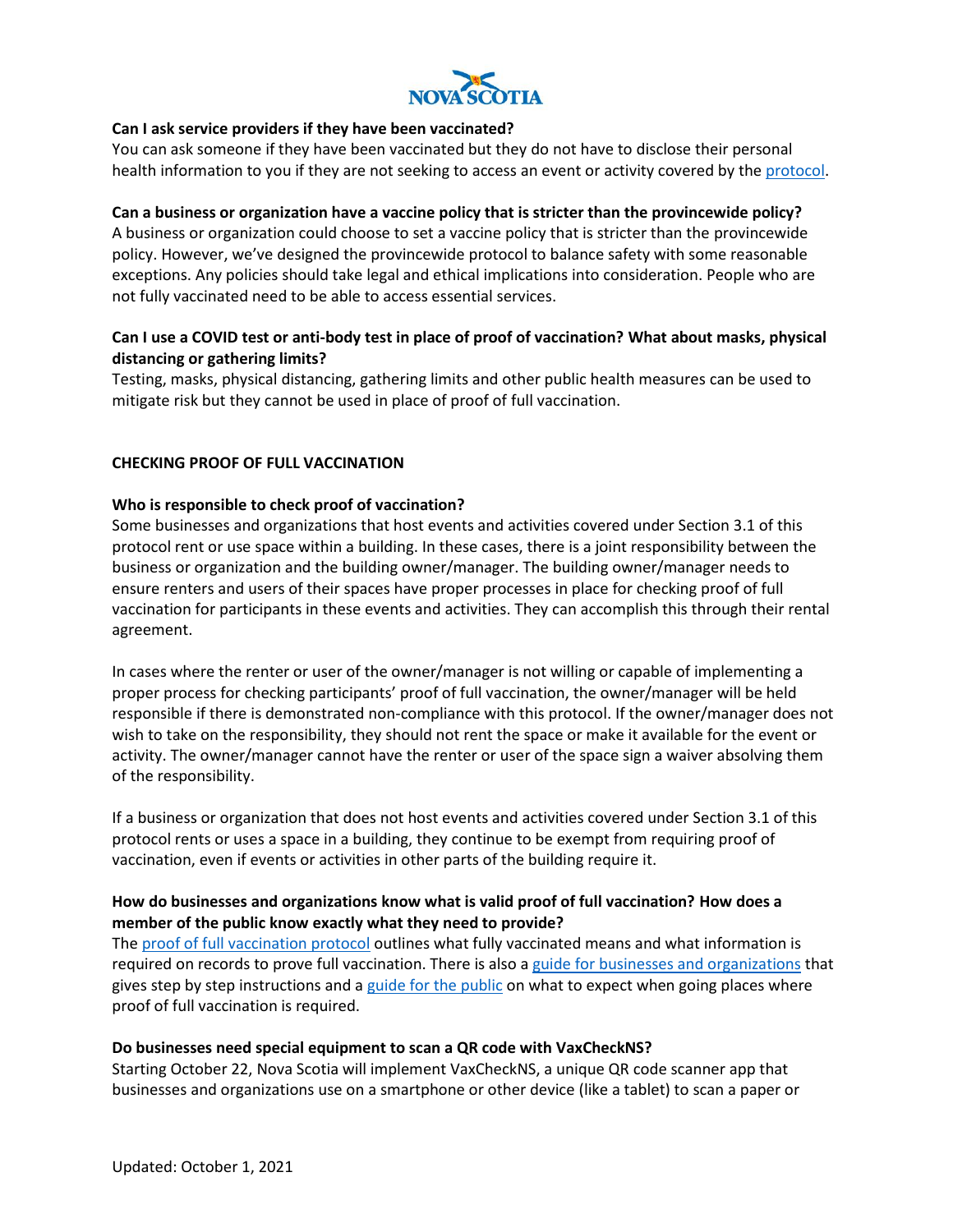**Can I ask service providers if they have been vaccinated?**

You can ask someone if they have been vaccinated but they do not have to disclose their personal health information to you if they are not seeking to access an event or activity covered by the protocol.

**Can a business or organization have a vaccine policy that is stricter than the provincewide policy?**

A business or organization could choose to set a vaccine policy that is stricter than the provincewide policy. However, we've designed the provincewide protocol to balance safety with some reasonable exceptions. Any policies should take legal and ethical implications into consideration. People who are not fully vaccinated need to be able to access essential services.

**Can I use a COVID test or anti-body test in place of proof of vaccination? What about masks, physical distancing or gathering limits?**

Testing, masks, physical distancing, gathering limits and other public health measures can be used to mitigate risk but they cannot be used in place of proof of full vaccination.

## CHECKING PROOF OF FULL VACCINATION

**Who is responsible to check proof of vaccination?**

Some businesses and organizations that host events and activities covered under Section 3.1 of this protocol rent or use space within a building. In these cases, there is a joint responsibility between the business or organization and the building owner/manager. The building owner/manager needs to ensure renters and users of their spaces have proper processes in place for checking proof of full vaccination for participants in these events and activities. They can accomplish this through their rental agreement.

In cases where the renter or user of the owner/manager is not willing or capable of implementing a proper process for checking participants' proof of full vaccination, the owner/manager will be held responsible if there is demonstrated non-compliance with this protocol. If the owner/manager does not wish to take on the responsibility, they should not rent the space or make it available for the event or activity. The owner/manager cannot have the renter or user of the space sign a waiver absolving them of the responsibility.

If a business or organization that does not host events and activities covered under Section 3.1 of this protocol rents or uses a space in a building, they continue to be exempt from requiring proof of vaccination, even if events or activities in other parts of the building require it.

**How do businesses and organizations know what is valid proof of full vaccination? How does a member of the public know exactly what they need to provide?**

The proof of full vaccination protocol outlines what fully vaccinated means and what information is required on records to prove full vaccination. There is also a guide for businesses and organizations that gives step by step instructions and a guide for the public on what to expect when going places where proof of full vaccination is required.

**Do businesses need special equipment to scan a QR code with VaxCheckNS?**

Starting October 22, Nova Scotia will implement VaxCheckNS, a unique QR code scanner app that businesses and organizations use on a smartphone or other device (like a tablet) to scan a paper or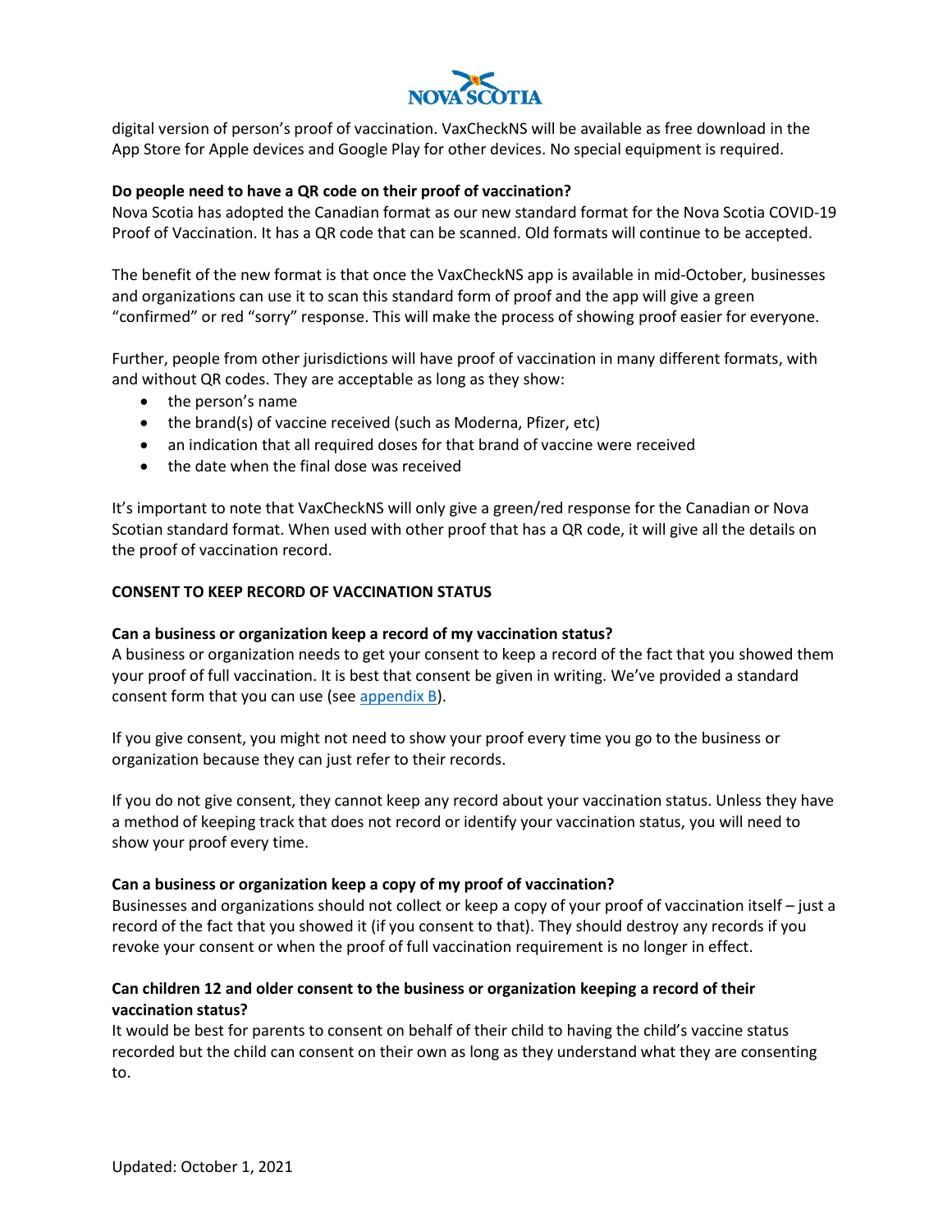digital version of person's proof of vaccination. VaxCheckNS will be available as free download in the App Store for Apple devices and Google Play for other devices. No special equipment is required.

**Do people need to have a QR code on their proof of vaccination?**

Nova Scotia has adopted the Canadian format as our new standard format for the Nova Scotia COVID-19 Proof of Vaccination. It has a QR code that can be scanned. Old formats will continue to be accepted.

The benefit of the new format is that once the VaxCheckNS app is available in mid-October, businesses and organizations can use it to scan this standard form of proof and the app will give a green "confirmed" or red "sorry" response. This will make the process of showing proof easier for everyone.

Further, people from other jurisdictions will have proof of vaccination in many different formats, with and without QR codes. They are acceptable as long as they show:

- the person's name
- the brand(s) of vaccine received (such as Moderna, Pfizer, etc)
- an indication that all required doses for that brand of vaccine were received
- the date when the final dose was received

It's important to note that VaxCheckNS will only give a green/red response for the Canadian or Nova Scotian standard format. When used with other proof that has a QR code, it will give all the details on the proof of vaccination record.

## CONSENT TO KEEP RECORD OF VACCINATION STATUS

**Can a business or organization keep a record of my vaccination status?**

A business or organization needs to get your consent to keep a record of the fact that you showed them your proof of full vaccination. It is best that consent be given in writing. We've provided a standard consent form that you can use (see appendix B).

If you give consent, you might not need to show your proof every time you go to the business or organization because they can just refer to their records.

If you do not give consent, they cannot keep any record about your vaccination status. Unless they have a method of keeping track that does not record or identify your vaccination status, you will need to show your proof every time.

**Can a business or organization keep a copy of my proof of vaccination?**

Businesses and organizations should not collect or keep a copy of your proof of vaccination itself – just a record of the fact that you showed it (if you consent to that). They should destroy any records if you revoke your consent or when the proof of full vaccination requirement is no longer in effect.

**Can children 12 and older consent to the business or organization keeping a record of their vaccination status?**

It would be best for parents to consent on behalf of their child to having the child's vaccine status recorded but the child can consent on their own as long as they understand what they are consenting to.

Updated: October 1, 2021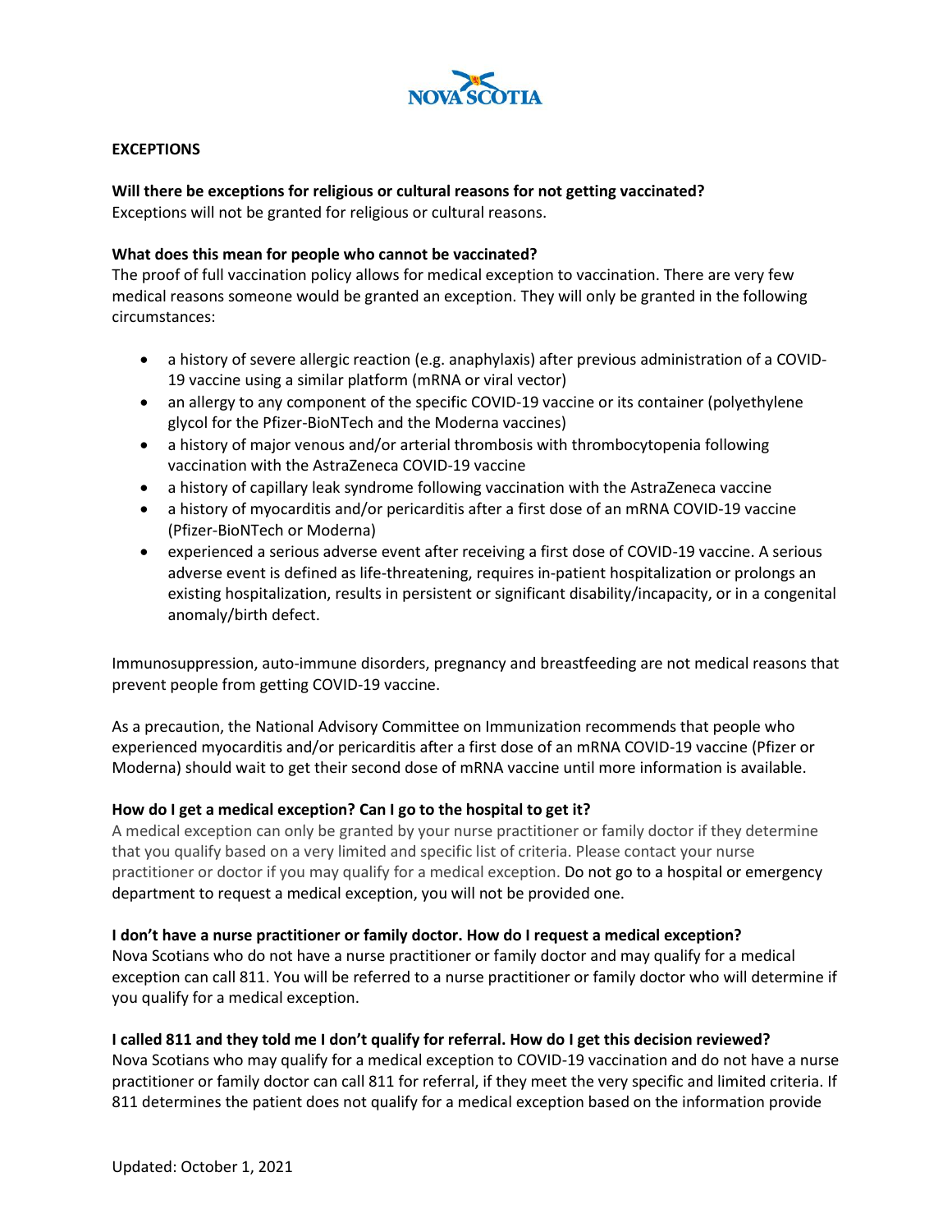## EXCEPTIONS

**Will there be exceptions for religious or cultural reasons for not getting vaccinated?**
Exceptions will not be granted for religious or cultural reasons.

**What does this mean for people who cannot be vaccinated?**
The proof of full vaccination policy allows for medical exception to vaccination. There are very few medical reasons someone would be granted an exception. They will only be granted in the following circumstances:

- a history of severe allergic reaction (e.g. anaphylaxis) after previous administration of a COVID-19 vaccine using a similar platform (mRNA or viral vector)
- an allergy to any component of the specific COVID-19 vaccine or its container (polyethylene glycol for the Pfizer-BioNTech and the Moderna vaccines)
- a history of major venous and/or arterial thrombosis with thrombocytopenia following vaccination with the AstraZeneca COVID-19 vaccine
- a history of capillary leak syndrome following vaccination with the AstraZeneca vaccine
- a history of myocarditis and/or pericarditis after a first dose of an mRNA COVID-19 vaccine (Pfizer-BioNTech or Moderna)
- experienced a serious adverse event after receiving a first dose of COVID-19 vaccine. A serious adverse event is defined as life-threatening, requires in-patient hospitalization or prolongs an existing hospitalization, results in persistent or significant disability/incapacity, or in a congenital anomaly/birth defect.

Immunosuppression, auto-immune disorders, pregnancy and breastfeeding are not medical reasons that prevent people from getting COVID-19 vaccine.

As a precaution, the National Advisory Committee on Immunization recommends that people who experienced myocarditis and/or pericarditis after a first dose of an mRNA COVID-19 vaccine (Pfizer or Moderna) should wait to get their second dose of mRNA vaccine until more information is available.

**How do I get a medical exception? Can I go to the hospital to get it?**
A medical exception can only be granted by your nurse practitioner or family doctor if they determine that you qualify based on a very limited and specific list of criteria. Please contact your nurse practitioner or doctor if you may qualify for a medical exception. Do not go to a hospital or emergency department to request a medical exception, you will not be provided one.

**I don't have a nurse practitioner or family doctor. How do I request a medical exception?**
Nova Scotians who do not have a nurse practitioner or family doctor and may qualify for a medical exception can call 811. You will be referred to a nurse practitioner or family doctor who will determine if you qualify for a medical exception.

**I called 811 and they told me I don't qualify for referral. How do I get this decision reviewed?**
Nova Scotians who may qualify for a medical exception to COVID-19 vaccination and do not have a nurse practitioner or family doctor can call 811 for referral, if they meet the very specific and limited criteria. If 811 determines the patient does not qualify for a medical exception based on the information provide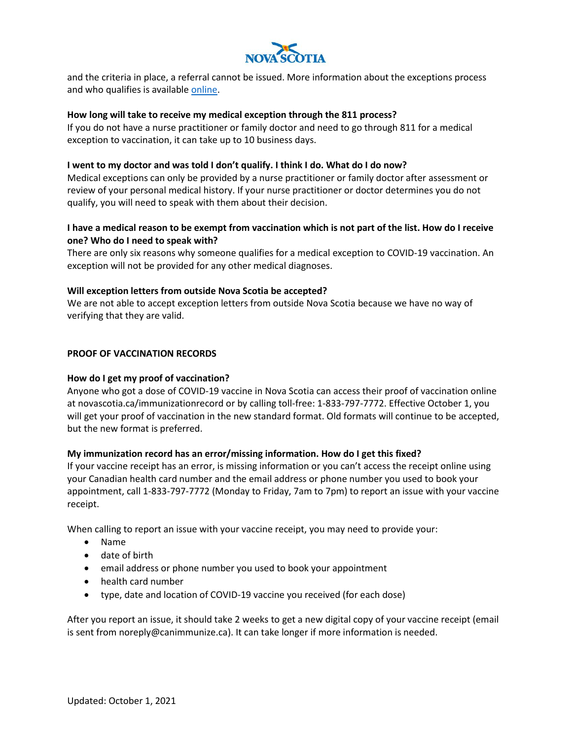and the criteria in place, a referral cannot be issued. More information about the exceptions process and who qualifies is available [online](#).

**How long will take to receive my medical exception through the 811 process?**

If you do not have a nurse practitioner or family doctor and need to go through 811 for a medical exception to vaccination, it can take up to 10 business days.

**I went to my doctor and was told I don't qualify. I think I do. What do I do now?**

Medical exceptions can only be provided by a nurse practitioner or family doctor after assessment or review of your personal medical history. If your nurse practitioner or doctor determines you do not qualify, you will need to speak with them about their decision.

**I have a medical reason to be exempt from vaccination which is not part of the list. How do I receive one? Who do I need to speak with?**

There are only six reasons why someone qualifies for a medical exception to COVID-19 vaccination. An exception will not be provided for any other medical diagnoses.

**Will exception letters from outside Nova Scotia be accepted?**

We are not able to accept exception letters from outside Nova Scotia because we have no way of verifying that they are valid.

## PROOF OF VACCINATION RECORDS

**How do I get my proof of vaccination?**

Anyone who got a dose of COVID-19 vaccine in Nova Scotia can access their proof of vaccination online at novascotia.ca/immunizationrecord or by calling toll-free: 1-833-797-7772. Effective October 1, you will get your proof of vaccination in the new standard format. Old formats will continue to be accepted, but the new format is preferred.

**My immunization record has an error/missing information. How do I get this fixed?**

If your vaccine receipt has an error, is missing information or you can't access the receipt online using your Canadian health card number and the email address or phone number you used to book your appointment, call 1-833-797-7772 (Monday to Friday, 7am to 7pm) to report an issue with your vaccine receipt.

When calling to report an issue with your vaccine receipt, you may need to provide your:

- Name
- date of birth
- email address or phone number you used to book your appointment
- health card number
- type, date and location of COVID-19 vaccine you received (for each dose)

After you report an issue, it should take 2 weeks to get a new digital copy of your vaccine receipt (email is sent from noreply@canimmunize.ca). It can take longer if more information is needed.

Updated: October 1, 2021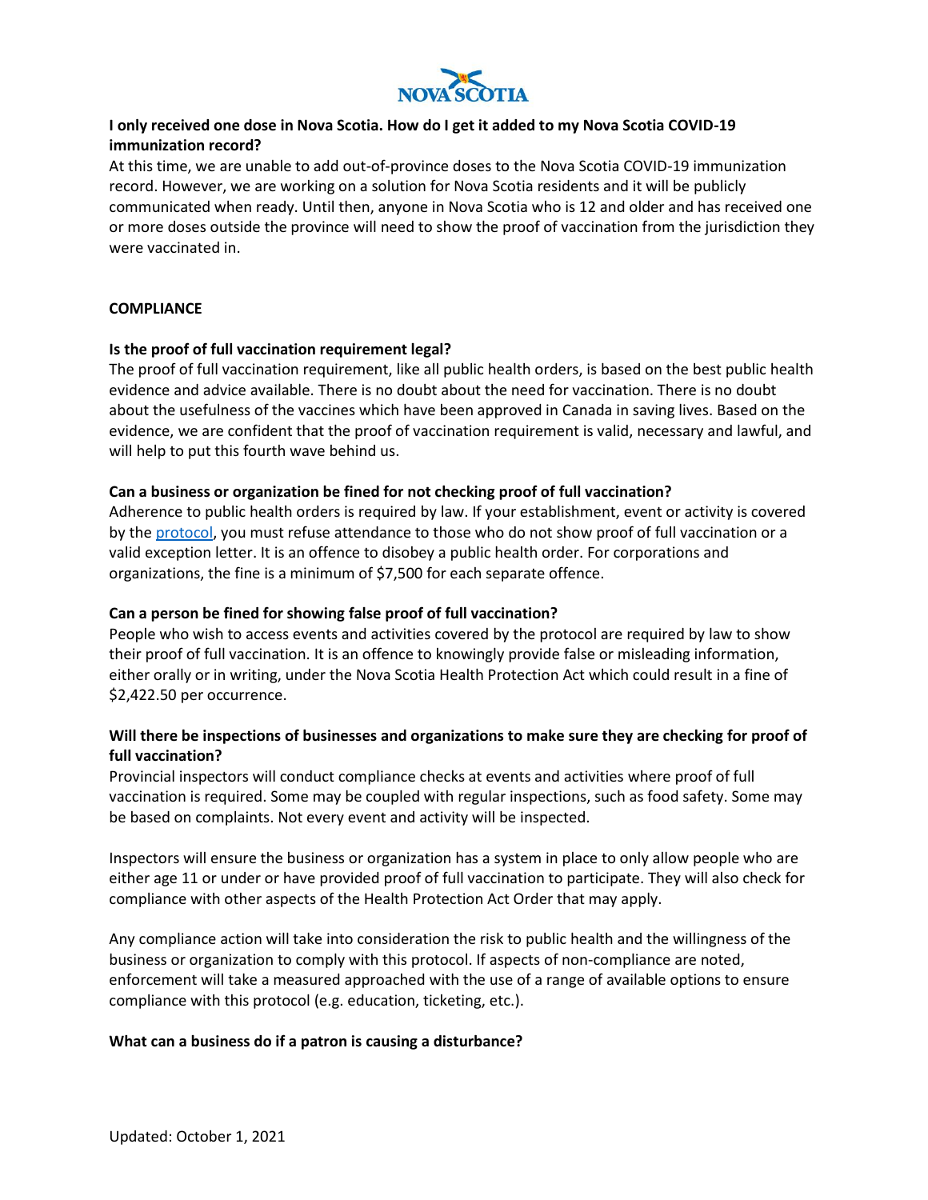**I only received one dose in Nova Scotia. How do I get it added to my Nova Scotia COVID-19 immunization record?**

At this time, we are unable to add out-of-province doses to the Nova Scotia COVID-19 immunization record. However, we are working on a solution for Nova Scotia residents and it will be publicly communicated when ready. Until then, anyone in Nova Scotia who is 12 and older and has received one or more doses outside the province will need to show the proof of vaccination from the jurisdiction they were vaccinated in.

## COMPLIANCE

**Is the proof of full vaccination requirement legal?**

The proof of full vaccination requirement, like all public health orders, is based on the best public health evidence and advice available. There is no doubt about the need for vaccination. There is no doubt about the usefulness of the vaccines which have been approved in Canada in saving lives. Based on the evidence, we are confident that the proof of vaccination requirement is valid, necessary and lawful, and will help to put this fourth wave behind us.

**Can a business or organization be fined for not checking proof of full vaccination?**

Adherence to public health orders is required by law. If your establishment, event or activity is covered by the protocol, you must refuse attendance to those who do not show proof of full vaccination or a valid exception letter. It is an offence to disobey a public health order. For corporations and organizations, the fine is a minimum of $7,500 for each separate offence.

**Can a person be fined for showing false proof of full vaccination?**

People who wish to access events and activities covered by the protocol are required by law to show their proof of full vaccination. It is an offence to knowingly provide false or misleading information, either orally or in writing, under the Nova Scotia Health Protection Act which could result in a fine of $2,422.50 per occurrence.

**Will there be inspections of businesses and organizations to make sure they are checking for proof of full vaccination?**

Provincial inspectors will conduct compliance checks at events and activities where proof of full vaccination is required. Some may be coupled with regular inspections, such as food safety. Some may be based on complaints. Not every event and activity will be inspected.

Inspectors will ensure the business or organization has a system in place to only allow people who are either age 11 or under or have provided proof of full vaccination to participate. They will also check for compliance with other aspects of the Health Protection Act Order that may apply.

Any compliance action will take into consideration the risk to public health and the willingness of the business or organization to comply with this protocol. If aspects of non-compliance are noted, enforcement will take a measured approached with the use of a range of available options to ensure compliance with this protocol (e.g. education, ticketing, etc.).

**What can a business do if a patron is causing a disturbance?**

Updated: October 1, 2021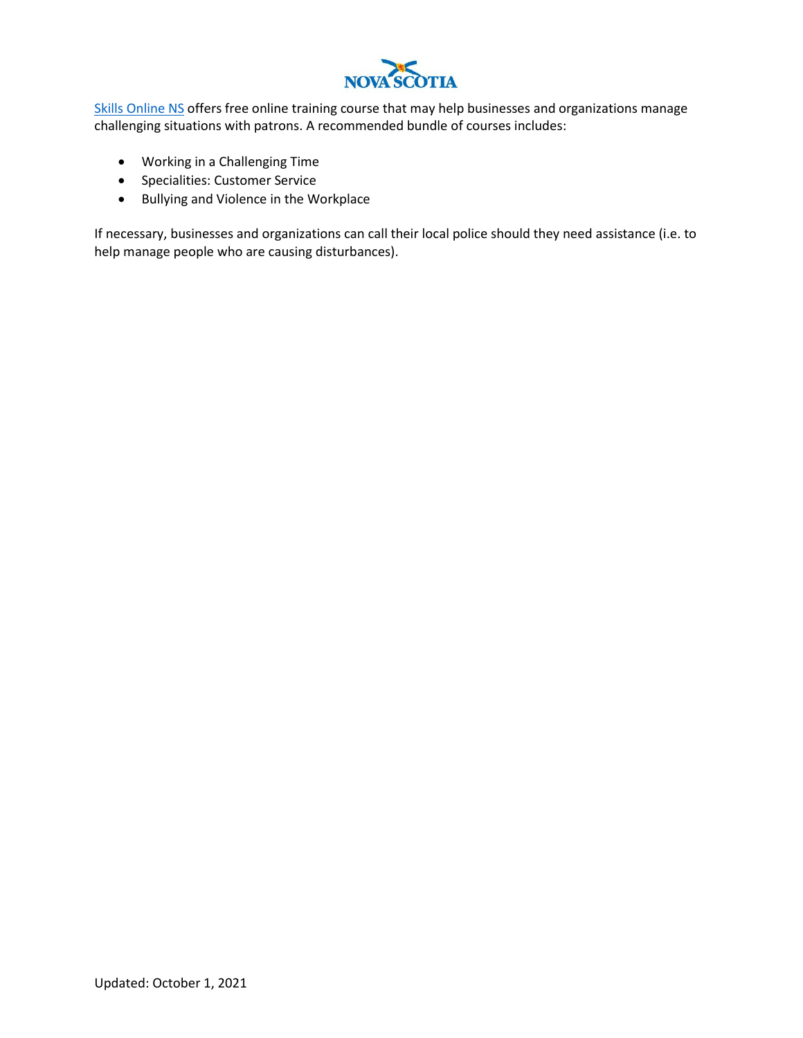Skills Online NS offers free online training course that may help businesses and organizations manage challenging situations with patrons. A recommended bundle of courses includes:

- Working in a Challenging Time
- Specialities: Customer Service
- Bullying and Violence in the Workplace

If necessary, businesses and organizations can call their local police should they need assistance (i.e. to help manage people who are causing disturbances).

Updated: October 1, 2021